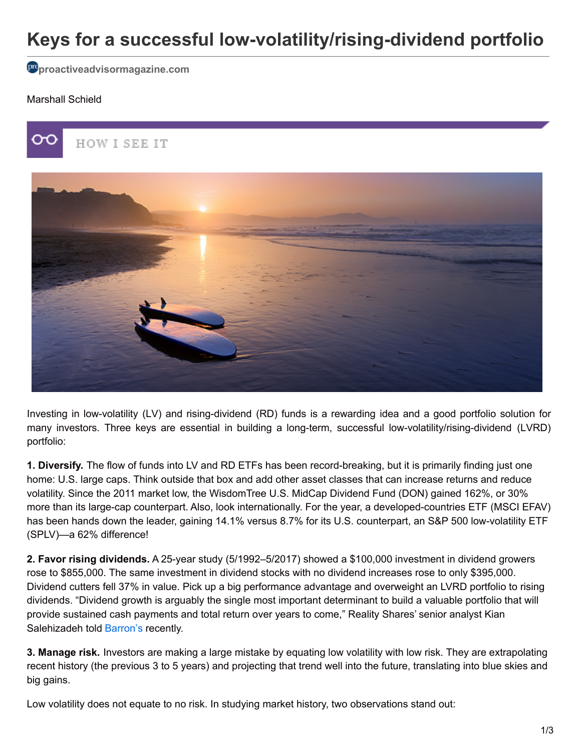# Keys for a successful low-volatility/rising-dividend portfolio

proactiveadvisormagazine.com

Marshall Schield

HOW I SEE IT

Investing in low-volatility (LV) and rising-dividend (RD) funds is a rewarding idea and a good portfolio solution for many investors. Three keys are essential in building a long-term, successful low-volatility/rising-dividend (LVRD) portfolio:

**1. Diversify.** The flow of funds into LV and RD ETFs has been record-breaking, but it is primarily finding just one home: U.S. large caps. Think outside that box and add other asset classes that can increase returns and reduce volatility. Since the 2011 market low, the WisdomTree U.S. MidCap Dividend Fund (DON) gained 162%, or 30% more than its large-cap counterpart. Also, look internationally. For the year, a developed-countries ETF (MSCI EFAV) has been hands down the leader, gaining 14.1% versus 8.7% for its U.S. counterpart, an S&P 500 low-volatility ETF (SPLV)—a 62% difference!

**2. Favor rising dividends.** A 25-year study (5/1992–5/2017) showed a $100,000 investment in dividend growers rose to $855,000. The same investment in dividend stocks with no dividend increases rose to only $395,000. Dividend cutters fell 37% in value. Pick up a big performance advantage and overweight an LVRD portfolio to rising dividends. "Dividend growth is arguably the single most important determinant to build a valuable portfolio that will provide sustained cash payments and total return over years to come," Reality Shares' senior analyst Kian Salehizadeh told Barron's recently.

**3. Manage risk.** Investors are making a large mistake by equating low volatility with low risk. They are extrapolating recent history (the previous 3 to 5 years) and projecting that trend well into the future, translating into blue skies and big gains.

Low volatility does not equate to no risk. In studying market history, two observations stand out: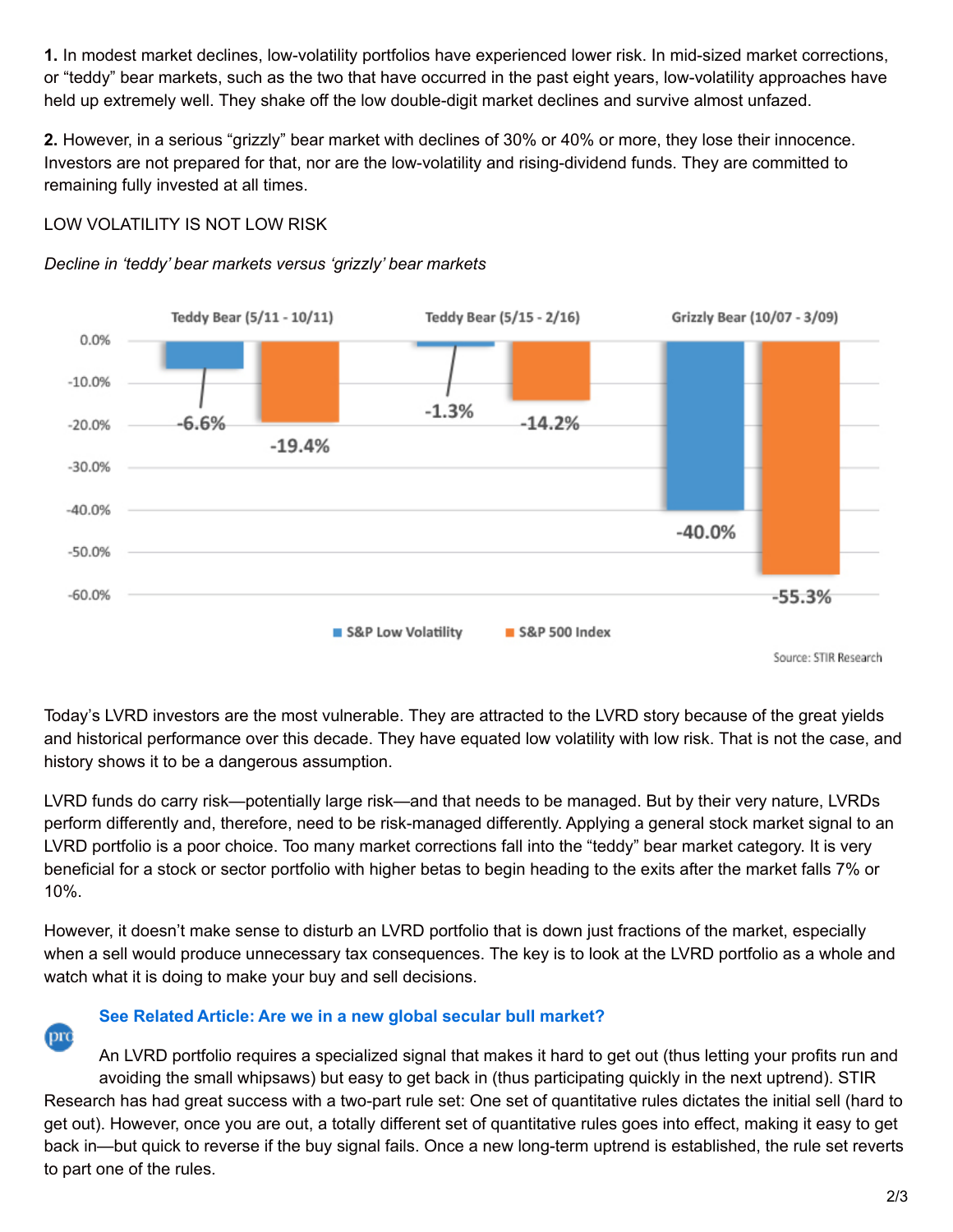**1.** In modest market declines, low-volatility portfolios have experienced lower risk. In mid-sized market corrections, or "teddy" bear markets, such as the two that have occurred in the past eight years, low-volatility approaches have held up extremely well. They shake off the low double-digit market declines and survive almost unfazed.

**2.** However, in a serious "grizzly" bear market with declines of 30% or 40% or more, they lose their innocence. Investors are not prepared for that, nor are the low-volatility and rising-dividend funds. They are committed to remaining fully invested at all times.

LOW VOLATILITY IS NOT LOW RISK

*Decline in 'teddy' bear markets versus 'grizzly' bear markets*

| | Teddy Bear (5/11 - 10/11) | Teddy Bear (5/15 - 2/16) | Grizzly Bear (10/07 - 3/09) |
|---|---|---|---|
| S&P Low Volatility | -6.6% | -1.3% | -40.0% |
| S&P 500 Index | -19.4% | -14.2% | -55.3% |

Source: STIR Research

Today's LVRD investors are the most vulnerable. They are attracted to the LVRD story because of the great yields and historical performance over this decade. They have equated low volatility with low risk. That is not the case, and history shows it to be a dangerous assumption.

LVRD funds do carry risk—potentially large risk—and that needs to be managed. But by their very nature, LVRDs perform differently and, therefore, need to be risk-managed differently. Applying a general stock market signal to an LVRD portfolio is a poor choice. Too many market corrections fall into the "teddy" bear market category. It is very beneficial for a stock or sector portfolio with higher betas to begin heading to the exits after the market falls 7% or 10%.

However, it doesn't make sense to disturb an LVRD portfolio that is down just fractions of the market, especially when a sell would produce unnecessary tax consequences. The key is to look at the LVRD portfolio as a whole and watch what it is doing to make your buy and sell decisions.

**See Related Article: Are we in a new global secular bull market?**

An LVRD portfolio requires a specialized signal that makes it hard to get out (thus letting your profits run and avoiding the small whipsaws) but easy to get back in (thus participating quickly in the next uptrend). STIR Research has had great success with a two-part rule set: One set of quantitative rules dictates the initial sell (hard to get out). However, once you are out, a totally different set of quantitative rules goes into effect, making it easy to get back in—but quick to reverse if the buy signal fails. Once a new long-term uptrend is established, the rule set reverts to part one of the rules.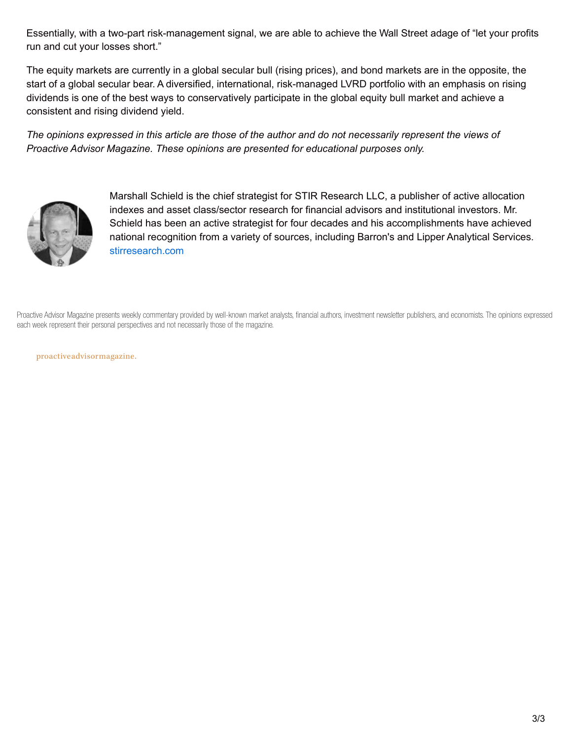Essentially, with a two-part risk-management signal, we are able to achieve the Wall Street adage of "let your profits run and cut your losses short."

The equity markets are currently in a global secular bull (rising prices), and bond markets are in the opposite, the start of a global secular bear. A diversified, international, risk-managed LVRD portfolio with an emphasis on rising dividends is one of the best ways to conservatively participate in the global equity bull market and achieve a consistent and rising dividend yield.

*The opinions expressed in this article are those of the author and do not necessarily represent the views of Proactive Advisor Magazine. These opinions are presented for educational purposes only.*

Marshall Schield is the chief strategist for STIR Research LLC, a publisher of active allocation indexes and asset class/sector research for financial advisors and institutional investors. Mr. Schield has been an active strategist for four decades and his accomplishments have achieved national recognition from a variety of sources, including Barron's and Lipper Analytical Services. stirresearch.com

Proactive Advisor Magazine presents weekly commentary provided by well-known market analysts, financial authors, investment newsletter publishers, and economists. The opinions expressed each week represent their personal perspectives and not necessarily those of the magazine.

proactiveadvisormagazine.